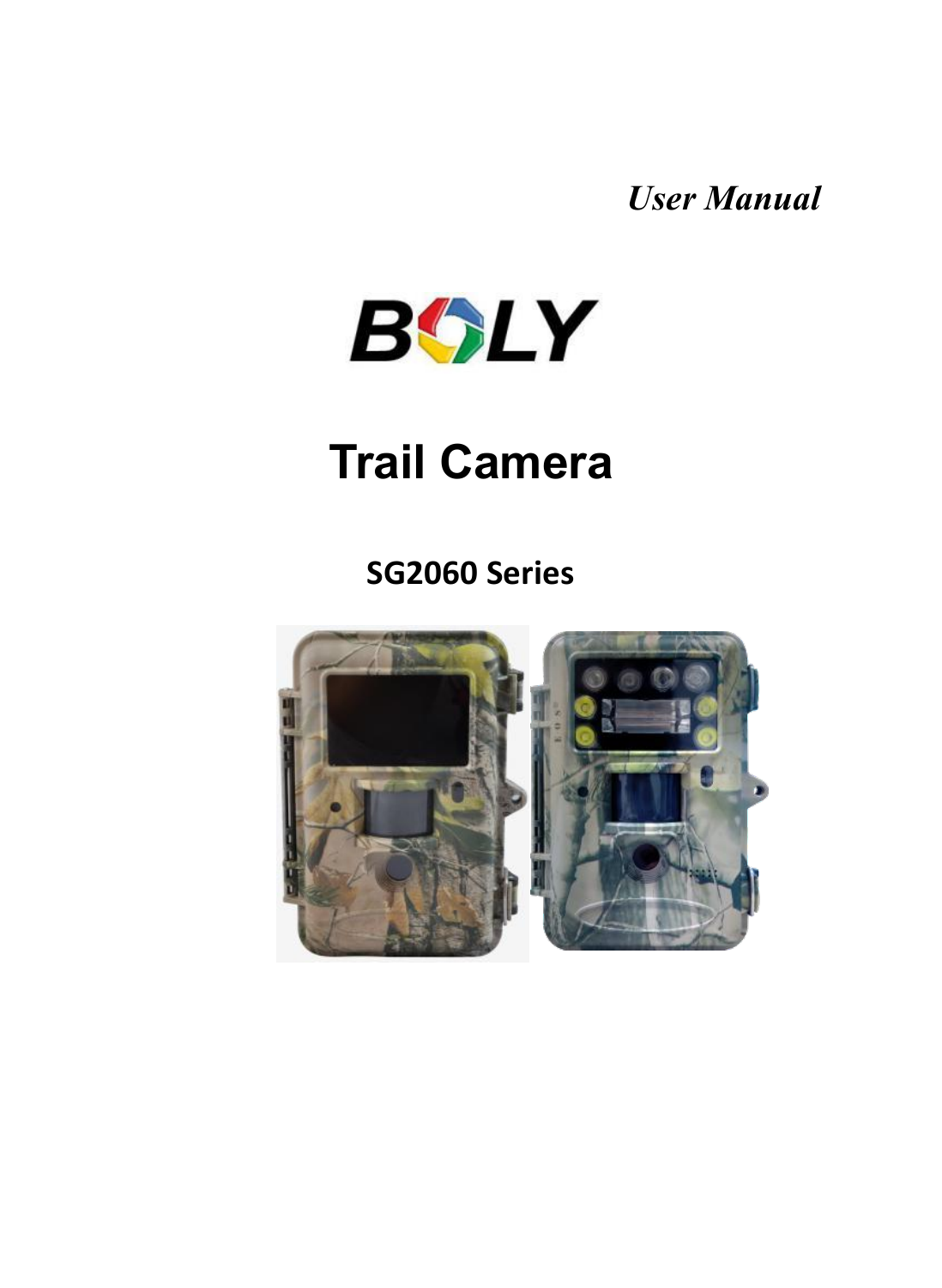*User Manual*

BOLY

# Trail Camera

## SG2060 Series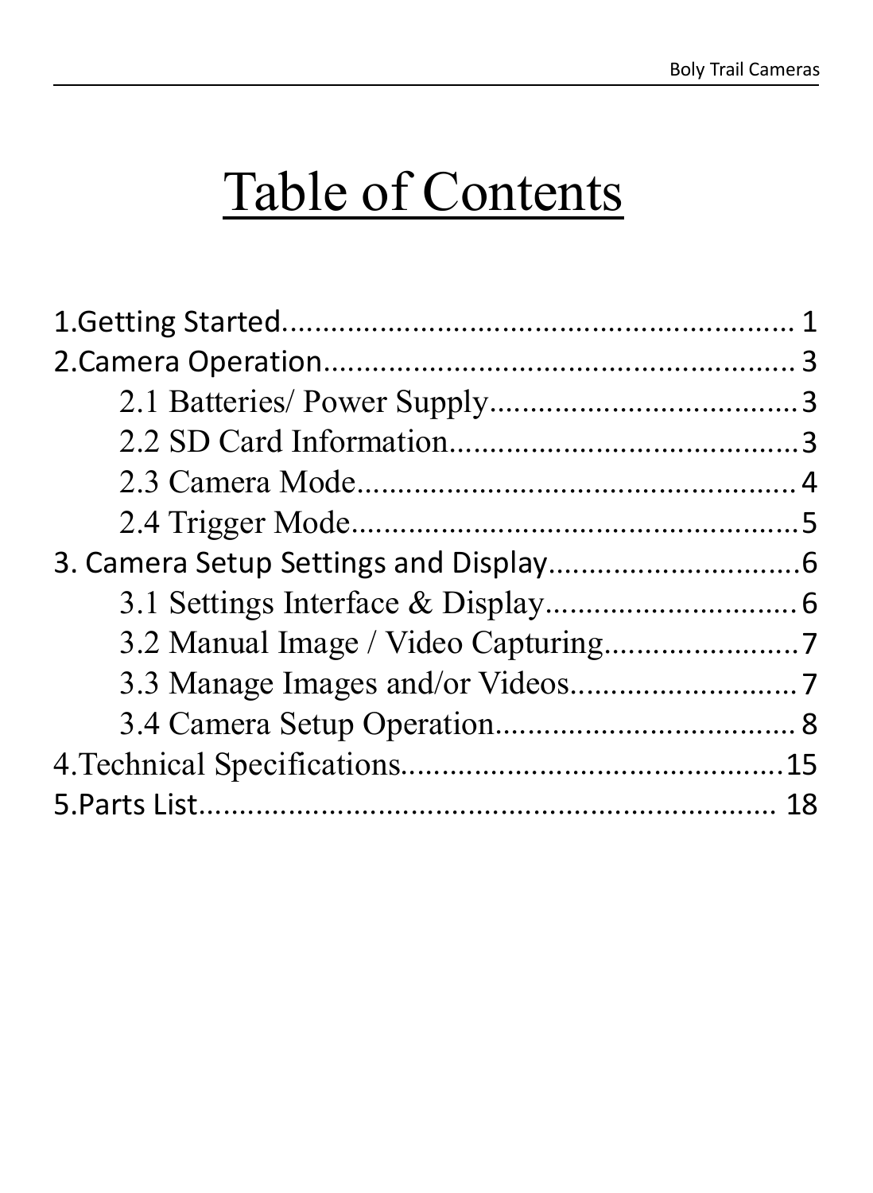# Table of Contents

1.Getting Started............................................................ 1

2.Camera Operation........................................................ 3

- 2.1 Batteries/ Power Supply..................................... 3
- 2.2 SD Card Information.......................................... 3
- 2.3 Camera Mode..................................................... 4
- 2.4 Trigger Mode...................................................... 5

3. Camera Setup Settings and Display............................. 6

- 3.1 Settings Interface & Display............................... 6
- 3.2 Manual Image / Video Capturing....................... 7
- 3.3 Manage Images and/or Videos........................... 7
- 3.4 Camera Setup Operation.................................... 8

4.Technical Specifications............................................. 15

5.Parts List...................................................................... 18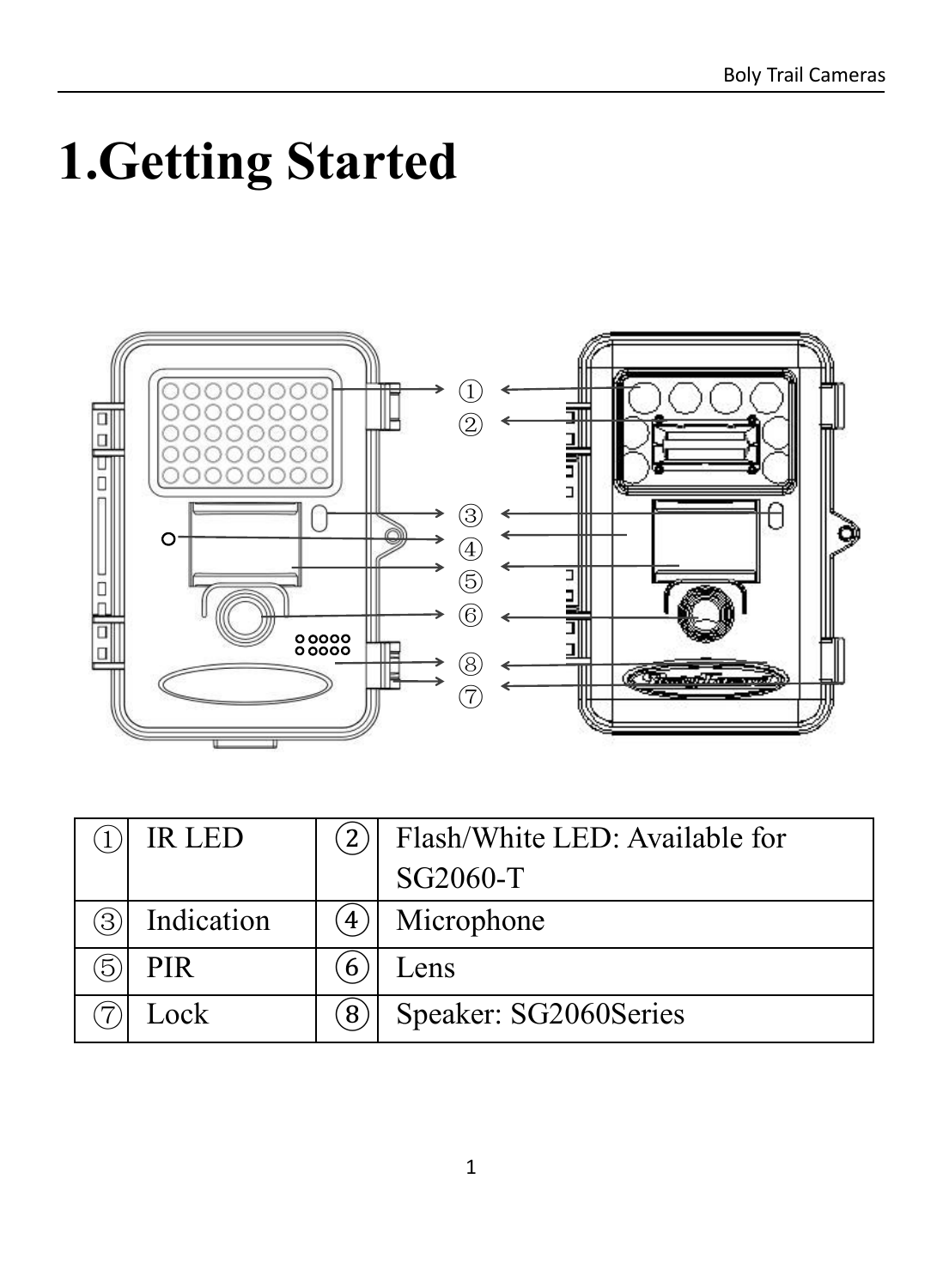# 1.Getting Started

| ① | IR LED | ② | Flash/White LED: Available for SG2060-T |
|---|---|---|---|
| ③ | Indication | ④ | Microphone |
| ⑤ | PIR | ⑥ | Lens |
| ⑦ | Lock | ⑧ | Speaker: SG2060Series |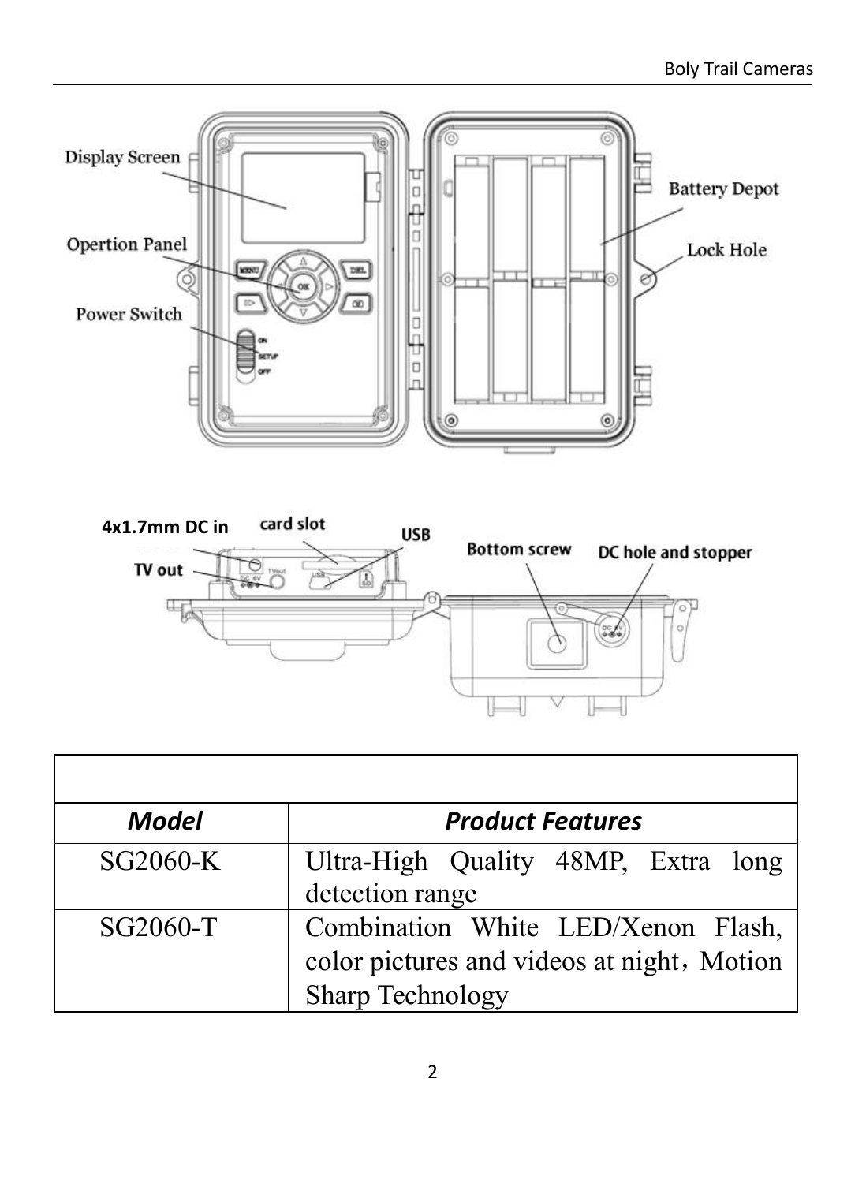Display Screen

Opertion Panel

Power Switch

Battery Depot

Lock Hole

4x1.7mm DC in

card slot

USB

TV out

Bottom screw

DC hole and stopper

| Model | Product Features |
| --- | --- |
| SG2060-K | Ultra-High Quality 48MP, Extra long detection range |
| SG2060-T | Combination White LED/Xenon Flash, color pictures and videos at night，Motion Sharp Technology |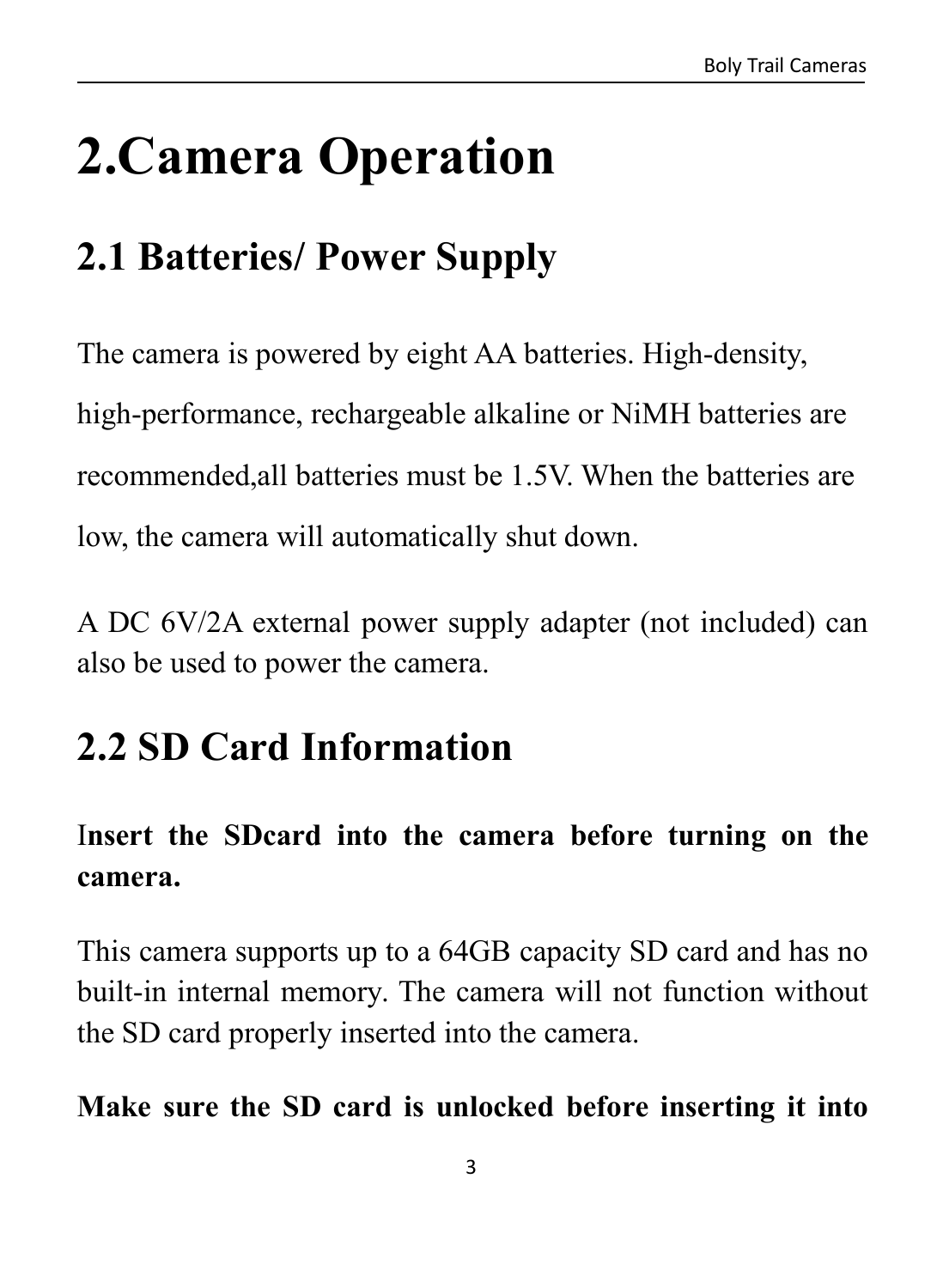# 2.Camera Operation

## 2.1 Batteries/ Power Supply

The camera is powered by eight AA batteries. High-density, high-performance, rechargeable alkaline or NiMH batteries are recommended,all batteries must be 1.5V. When the batteries are low, the camera will automatically shut down.

A DC 6V/2A external power supply adapter (not included) can also be used to power the camera.

## 2.2 SD Card Information

**Insert the SDcard into the camera before turning on the camera.**

This camera supports up to a 64GB capacity SD card and has no built-in internal memory. The camera will not function without the SD card properly inserted into the camera.

**Make sure the SD card is unlocked before inserting it into**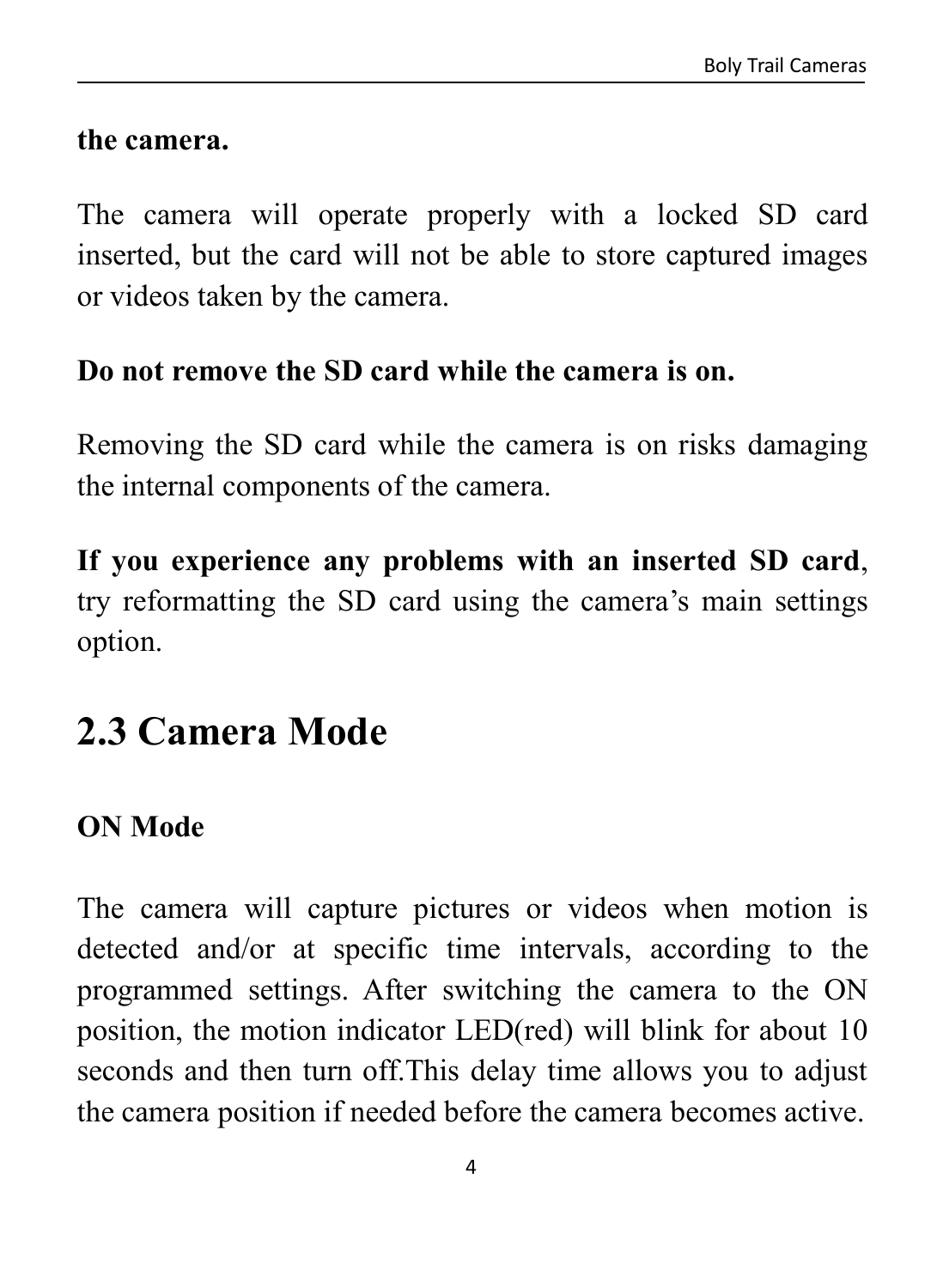**the camera.**

The camera will operate properly with a locked SD card inserted, but the card will not be able to store captured images or videos taken by the camera.

**Do not remove the SD card while the camera is on.**

Removing the SD card while the camera is on risks damaging the internal components of the camera.

**If you experience any problems with an inserted SD card**, try reformatting the SD card using the camera's main settings option.

## 2.3 Camera Mode

**ON Mode**

The camera will capture pictures or videos when motion is detected and/or at specific time intervals, according to the programmed settings. After switching the camera to the ON position, the motion indicator LED(red) will blink for about 10 seconds and then turn off.This delay time allows you to adjust the camera position if needed before the camera becomes active.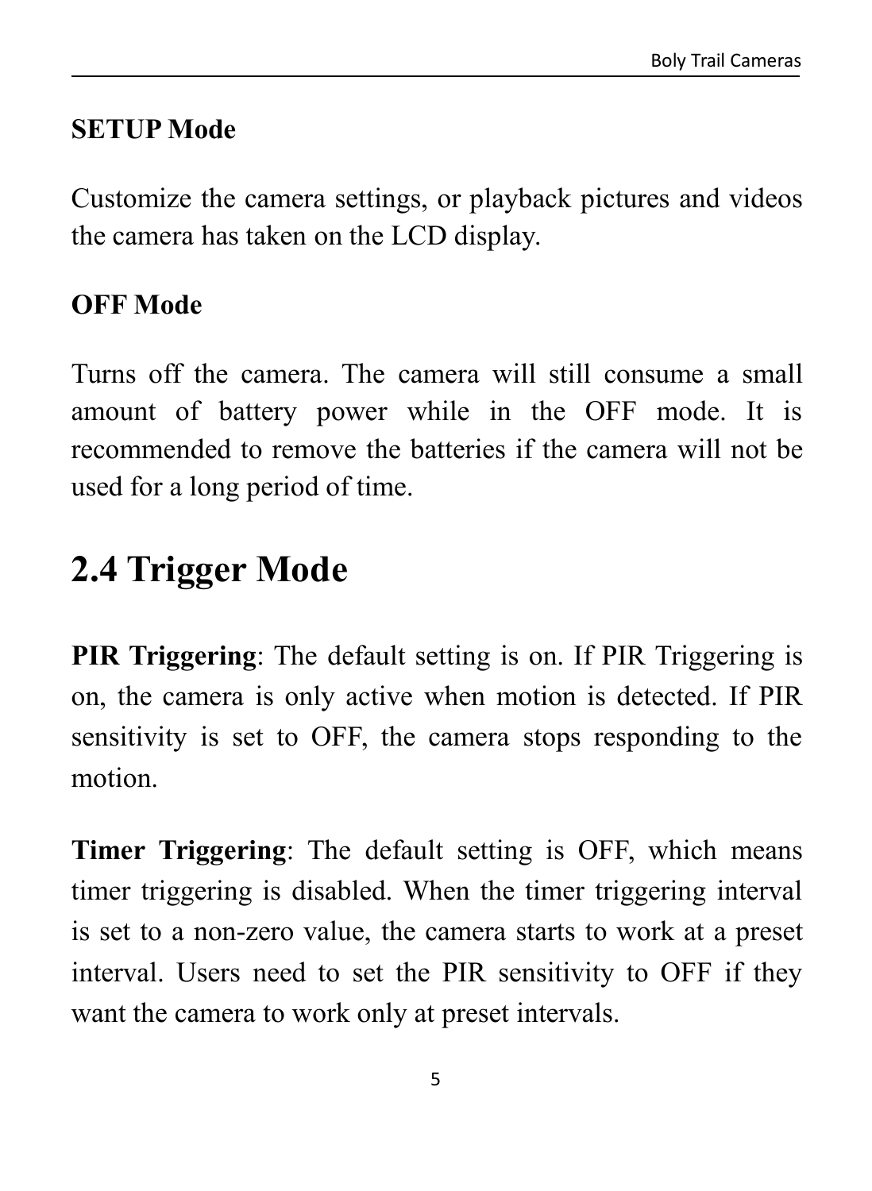**SETUP Mode**

Customize the camera settings, or playback pictures and videos the camera has taken on the LCD display.

**OFF Mode**

Turns off the camera. The camera will still consume a small amount of battery power while in the OFF mode. It is recommended to remove the batteries if the camera will not be used for a long period of time.

## 2.4 Trigger Mode

**PIR Triggering**: The default setting is on. If PIR Triggering is on, the camera is only active when motion is detected. If PIR sensitivity is set to OFF, the camera stops responding to the motion.

**Timer Triggering**: The default setting is OFF, which means timer triggering is disabled. When the timer triggering interval is set to a non-zero value, the camera starts to work at a preset interval. Users need to set the PIR sensitivity to OFF if they want the camera to work only at preset intervals.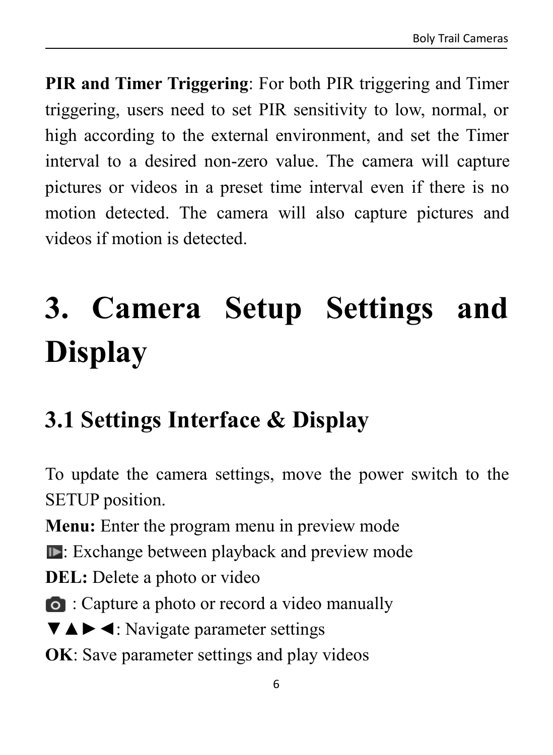**PIR and Timer Triggering**: For both PIR triggering and Timer triggering, users need to set PIR sensitivity to low, normal, or high according to the external environment, and set the Timer interval to a desired non-zero value. The camera will capture pictures or videos in a preset time interval even if there is no motion detected. The camera will also capture pictures and videos if motion is detected.

# 3. Camera Setup Settings and Display

## 3.1 Settings Interface & Display

To update the camera settings, move the power switch to the SETUP position.

**Menu:** Enter the program menu in preview mode

▶: Exchange between playback and preview mode

**DEL:** Delete a photo or video

📷 : Capture a photo or record a video manually

▼▲►◄: Navigate parameter settings

**OK**: Save parameter settings and play videos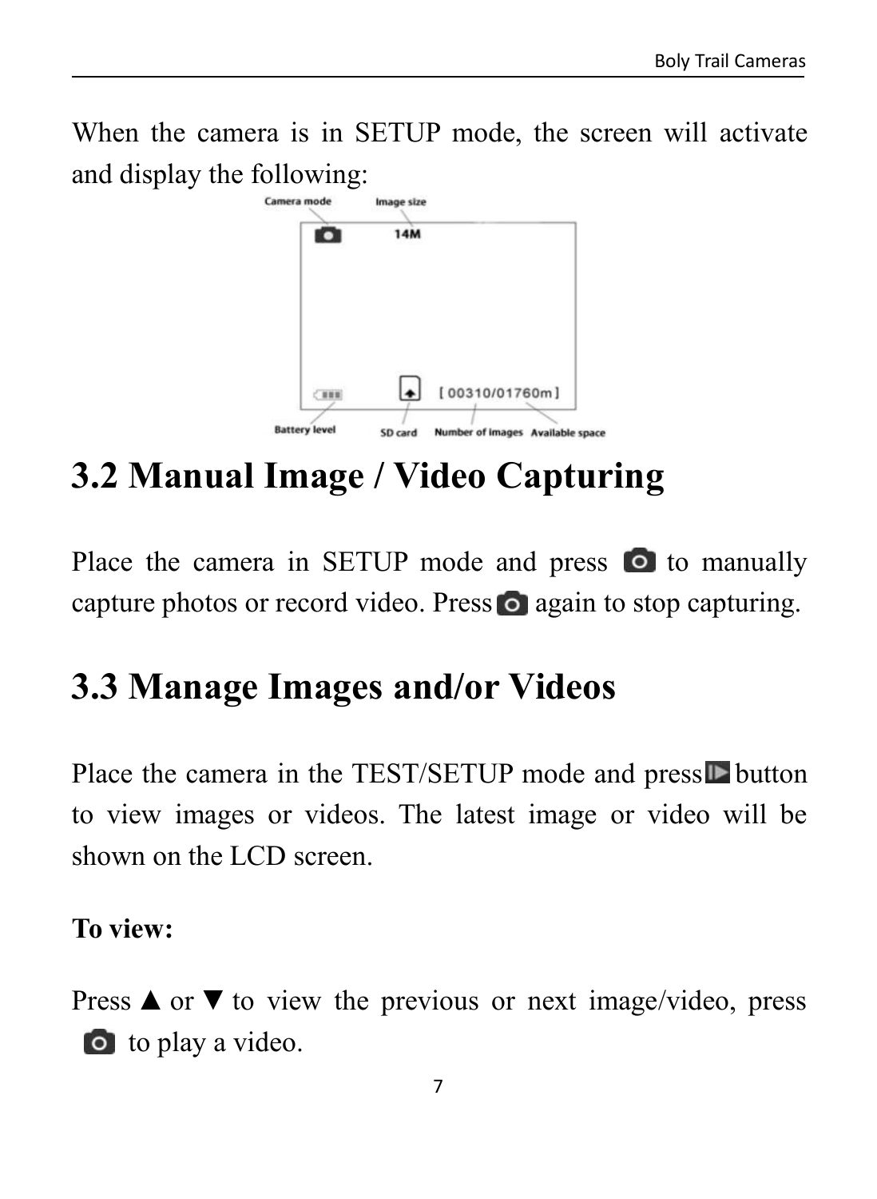When the camera is in SETUP mode, the screen will activate and display the following:

Camera mode | Image size

14M

[ 00310/01760m ]

Battery level | SD card | Number of images | Available space

## 3.2 Manual Image / Video Capturing

Place the camera in SETUP mode and press 📷 to manually capture photos or record video. Press 📷 again to stop capturing.

## 3.3 Manage Images and/or Videos

Place the camera in the TEST/SETUP mode and press ▶ button to view images or videos. The latest image or video will be shown on the LCD screen.

**To view:**

Press ▲ or ▼ to view the previous or next image/video, press 📷 to play a video.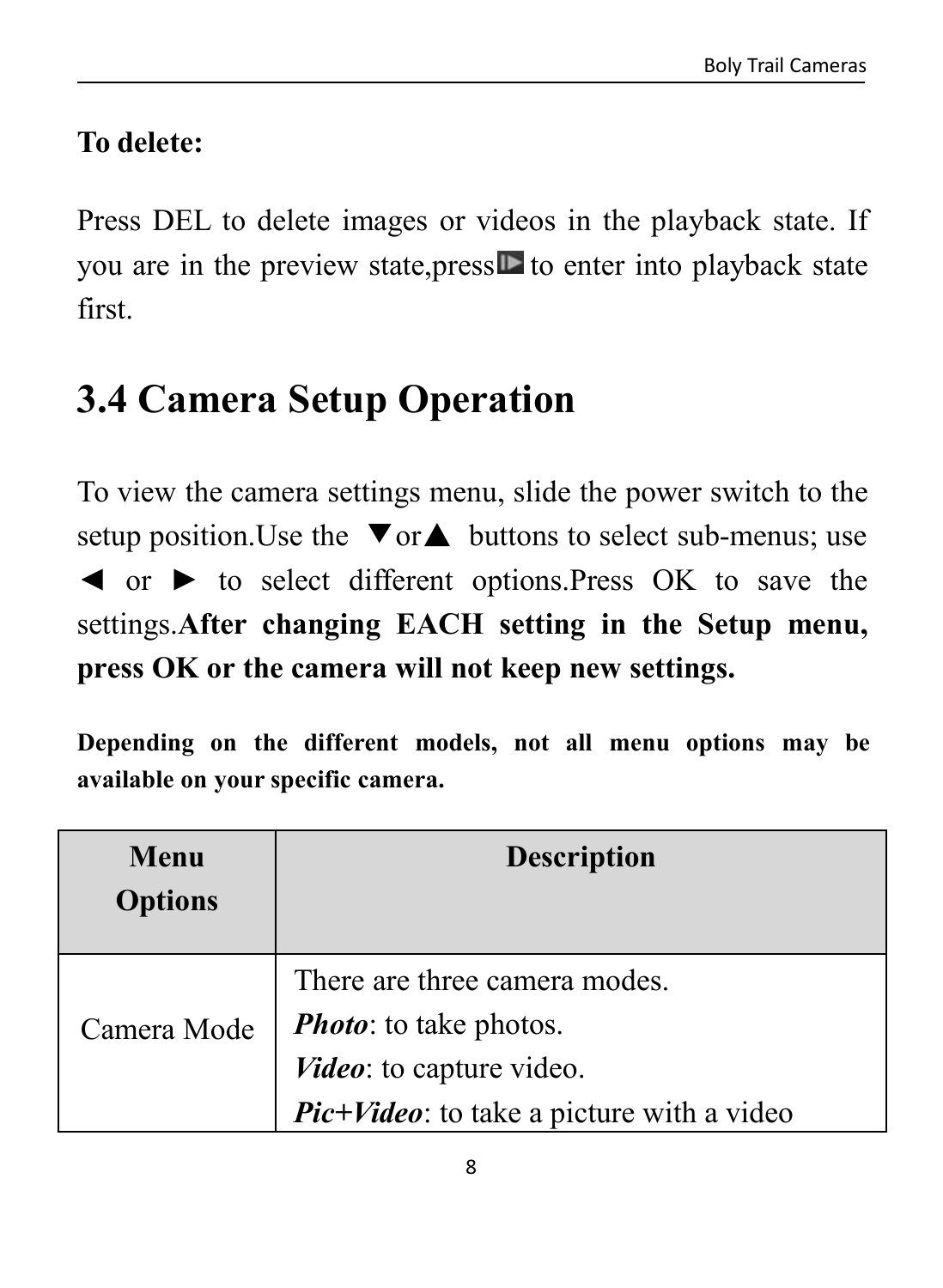**To delete:**

Press DEL to delete images or videos in the playback state. If you are in the preview state,press ▶ to enter into playback state first.

# 3.4 Camera Setup Operation

To view the camera settings menu, slide the power switch to the setup position.Use the ▼or▲ buttons to select sub-menus; use ◄ or ► to select different options.Press OK to save the settings.**After changing EACH setting in the Setup menu, press OK or the camera will not keep new settings.**

**Depending on the different models, not all menu options may be available on your specific camera.**

| Menu Options | Description |
|---|---|
| Camera Mode | There are three camera modes.<br>***Photo***: to take photos.<br>***Video***: to capture video.<br>***Pic+Video***: to take a picture with a video |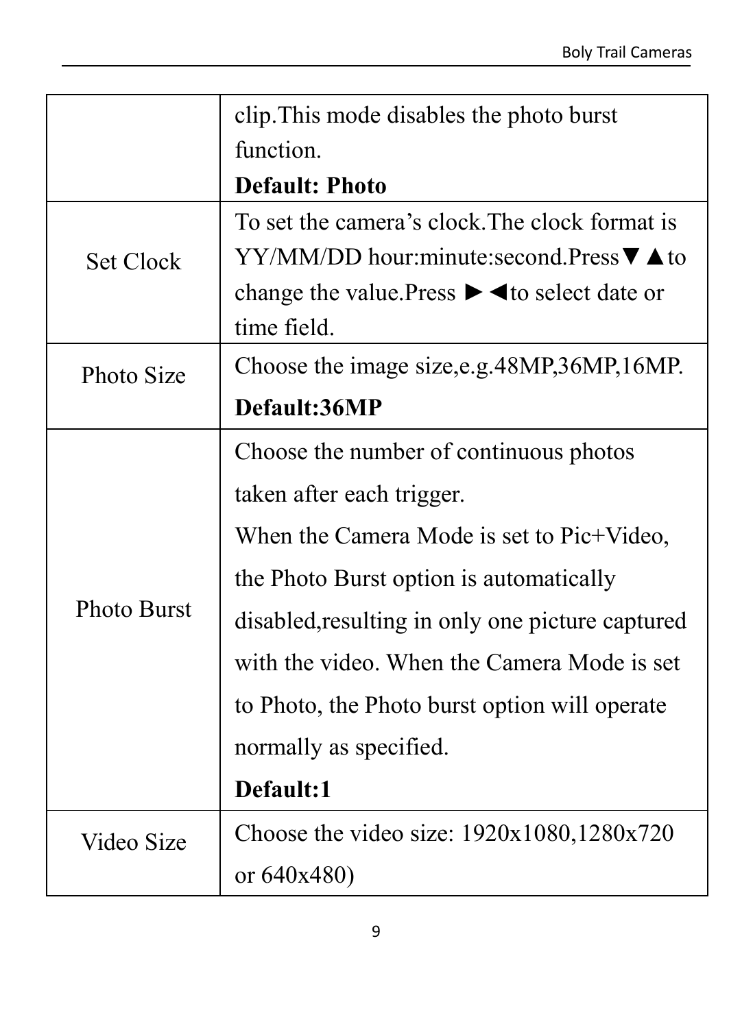| | |
|---|---|
| | clip.This mode disables the photo burst function.<br>**Default: Photo** |
| Set Clock | To set the camera's clock.The clock format is YY/MM/DD hour:minute:second.Press▼▲to change the value.Press ►◄to select date or time field. |
| Photo Size | Choose the image size,e.g.48MP,36MP,16MP.<br>**Default:36MP** |
| Photo Burst | Choose the number of continuous photos taken after each trigger.<br>When the Camera Mode is set to Pic+Video, the Photo Burst option is automatically disabled,resulting in only one picture captured with the video. When the Camera Mode is set to Photo, the Photo burst option will operate normally as specified.<br>**Default:1** |
| Video Size | Choose the video size: 1920x1080,1280x720 or 640x480) |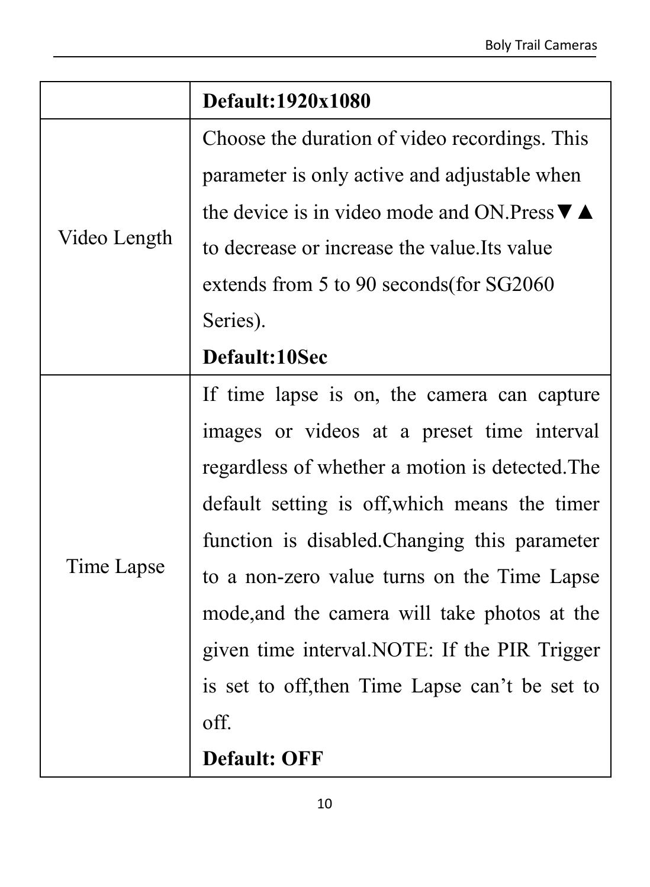| | |
|---|---|
| | **Default:1920x1080** |
| Video Length | Choose the duration of video recordings. This parameter is only active and adjustable when the device is in video mode and ON.Press▼▲ to decrease or increase the value.Its value extends from 5 to 90 seconds(for SG2060 Series).<br>**Default:10Sec** |
| Time Lapse | If time lapse is on, the camera can capture images or videos at a preset time interval regardless of whether a motion is detected.The default setting is off,which means the timer function is disabled.Changing this parameter to a non-zero value turns on the Time Lapse mode,and the camera will take photos at the given time interval.NOTE: If the PIR Trigger is set to off,then Time Lapse can't be set to off.<br>**Default: OFF** |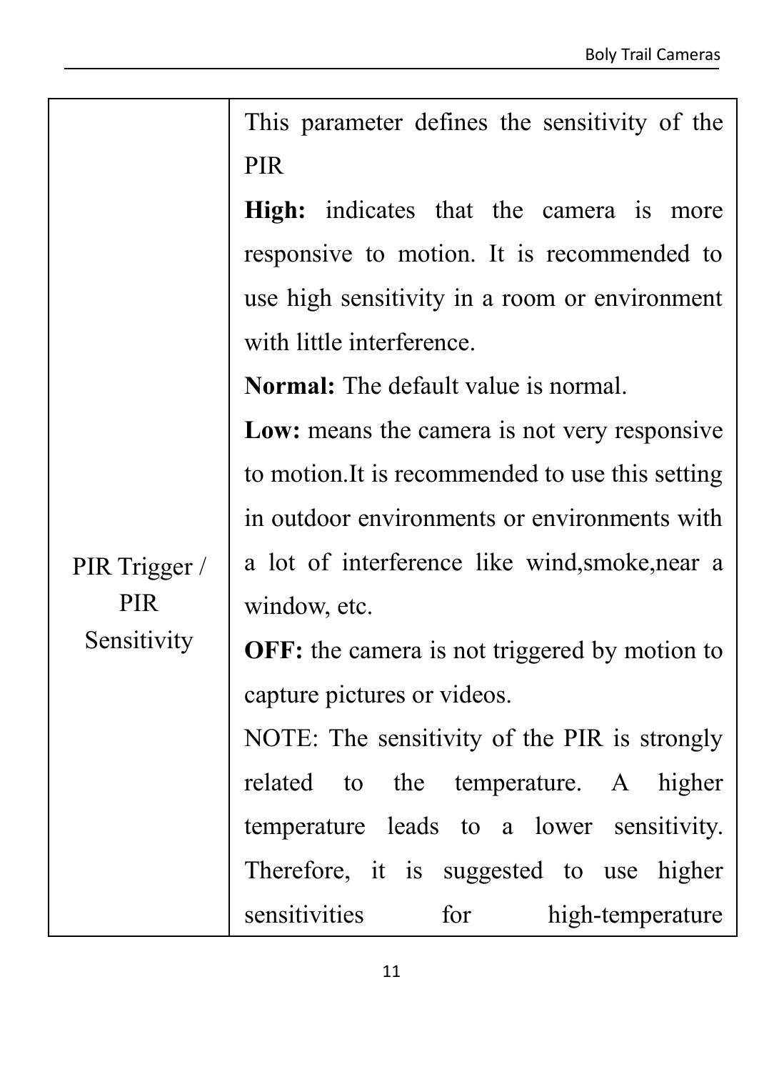| PIR Trigger / PIR Sensitivity | This parameter defines the sensitivity of the PIR<br>**High:** indicates that the camera is more responsive to motion. It is recommended to use high sensitivity in a room or environment with little interference.<br>**Normal:** The default value is normal.<br>**Low:** means the camera is not very responsive to motion.It is recommended to use this setting in outdoor environments or environments with a lot of interference like wind,smoke,near a window, etc.<br>**OFF:** the camera is not triggered by motion to capture pictures or videos.<br>NOTE: The sensitivity of the PIR is strongly related to the temperature. A higher temperature leads to a lower sensitivity. Therefore, it is suggested to use higher sensitivities for high-temperature |
|---|---|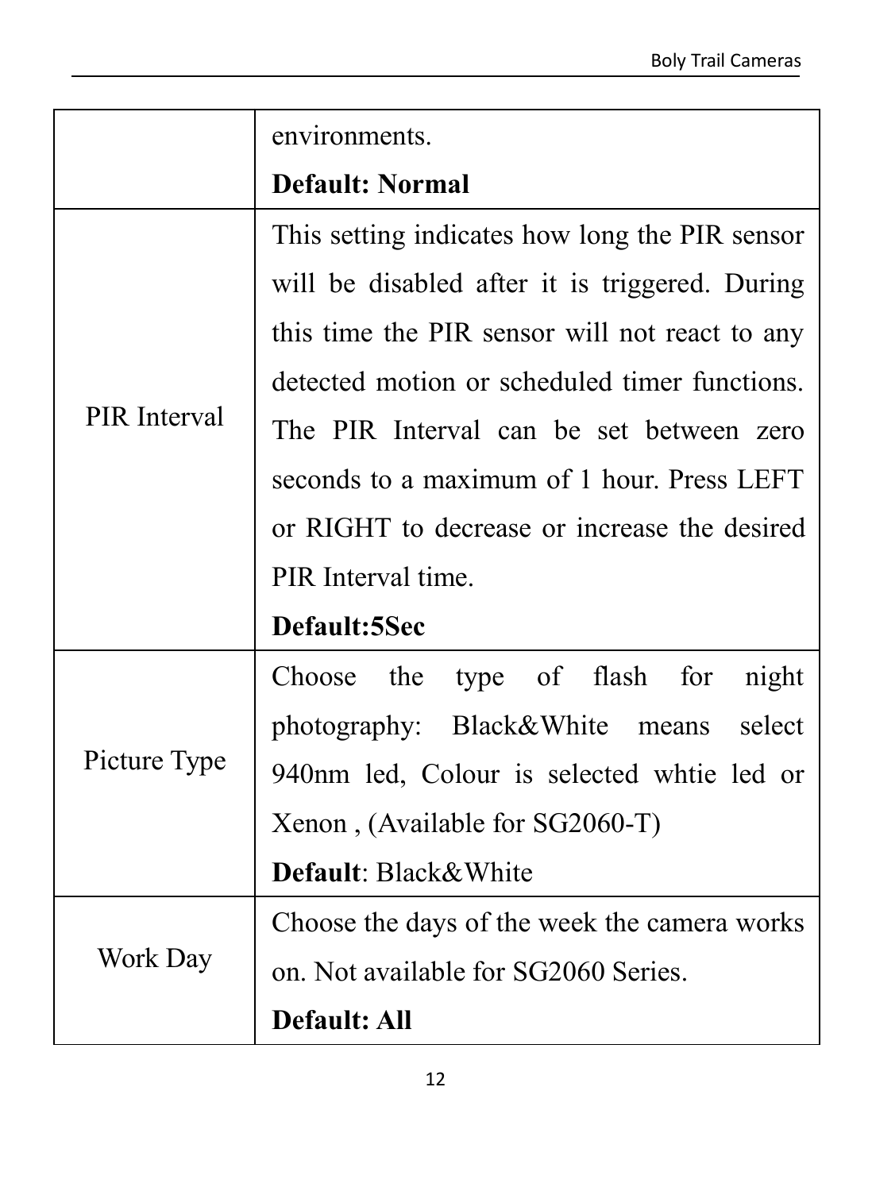| | |
|---|---|
| | environments.<br>**Default: Normal** |
| PIR Interval | This setting indicates how long the PIR sensor will be disabled after it is triggered. During this time the PIR sensor will not react to any detected motion or scheduled timer functions. The PIR Interval can be set between zero seconds to a maximum of 1 hour. Press LEFT or RIGHT to decrease or increase the desired PIR Interval time.<br>**Default:5Sec** |
| Picture Type | Choose the type of flash for night photography: Black&White means select 940nm led, Colour is selected whtie led or Xenon , (Available for SG2060-T)<br>**Default**: Black&White |
| Work Day | Choose the days of the week the camera works on. Not available for SG2060 Series.<br>**Default: All** |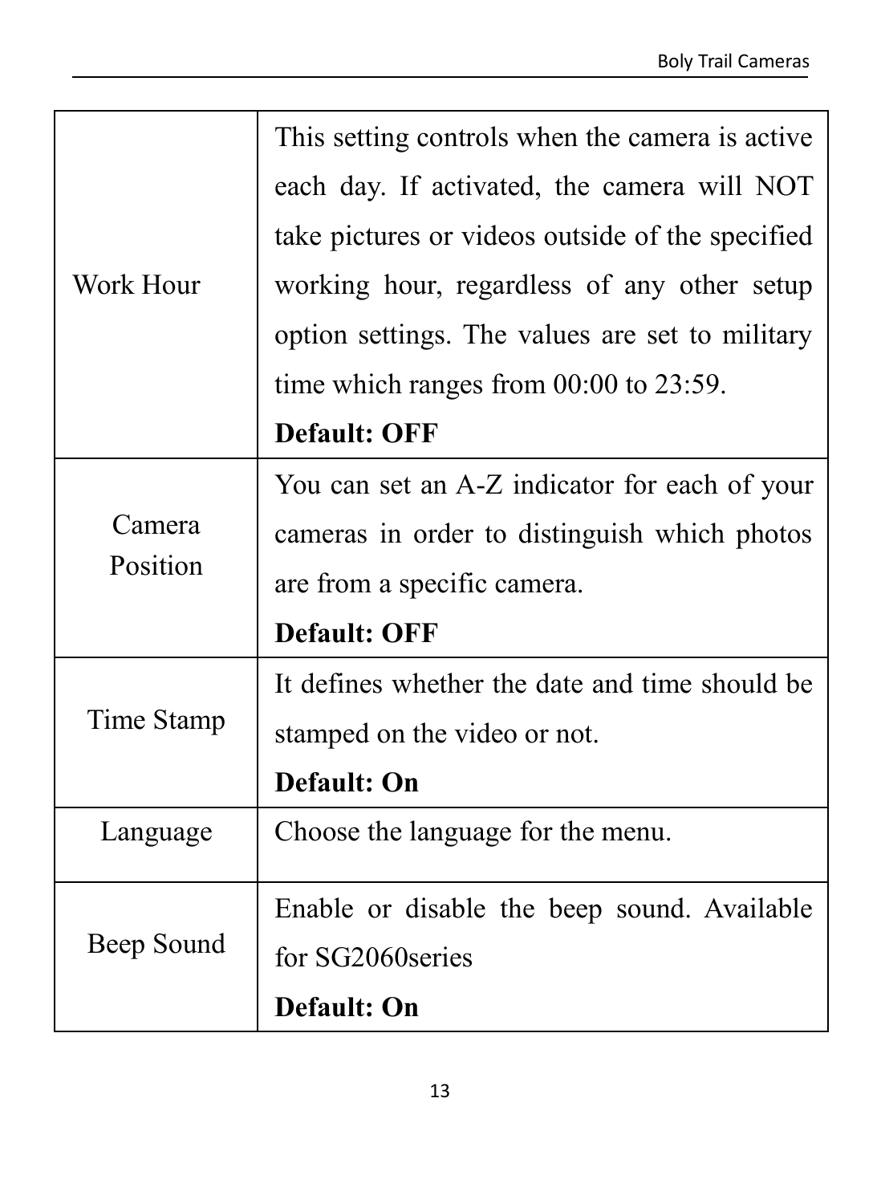| | |
|---|---|
| Work Hour | This setting controls when the camera is active each day. If activated, the camera will NOT take pictures or videos outside of the specified working hour, regardless of any other setup option settings. The values are set to military time which ranges from 00:00 to 23:59.<br>**Default: OFF** |
| Camera Position | You can set an A-Z indicator for each of your cameras in order to distinguish which photos are from a specific camera.<br>**Default: OFF** |
| Time Stamp | It defines whether the date and time should be stamped on the video or not.<br>**Default: On** |
| Language | Choose the language for the menu. |
| Beep Sound | Enable or disable the beep sound. Available for SG2060series<br>**Default: On** |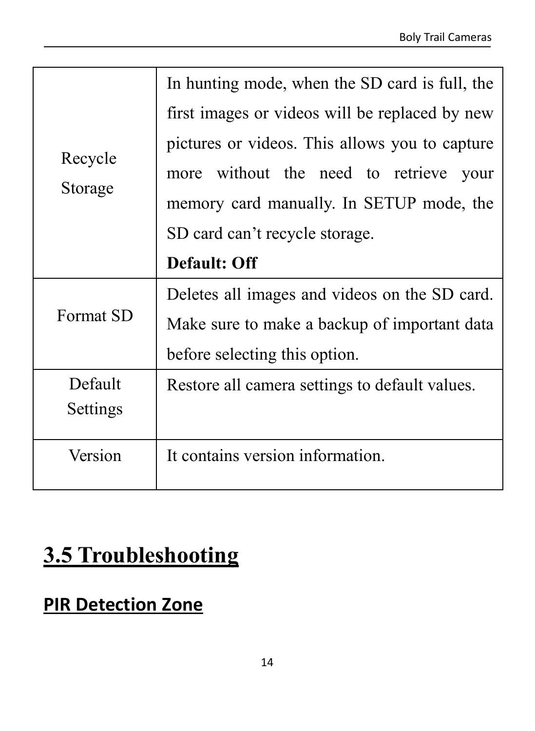| | |
|---|---|
| Recycle Storage | In hunting mode, when the SD card is full, the first images or videos will be replaced by new pictures or videos. This allows you to capture more without the need to retrieve your memory card manually. In SETUP mode, the SD card can't recycle storage.<br>**Default: Off** |
| Format SD | Deletes all images and videos on the SD card. Make sure to make a backup of important data before selecting this option. |
| Default Settings | Restore all camera settings to default values. |
| Version | It contains version information. |

## 3.5 Troubleshooting

### PIR Detection Zone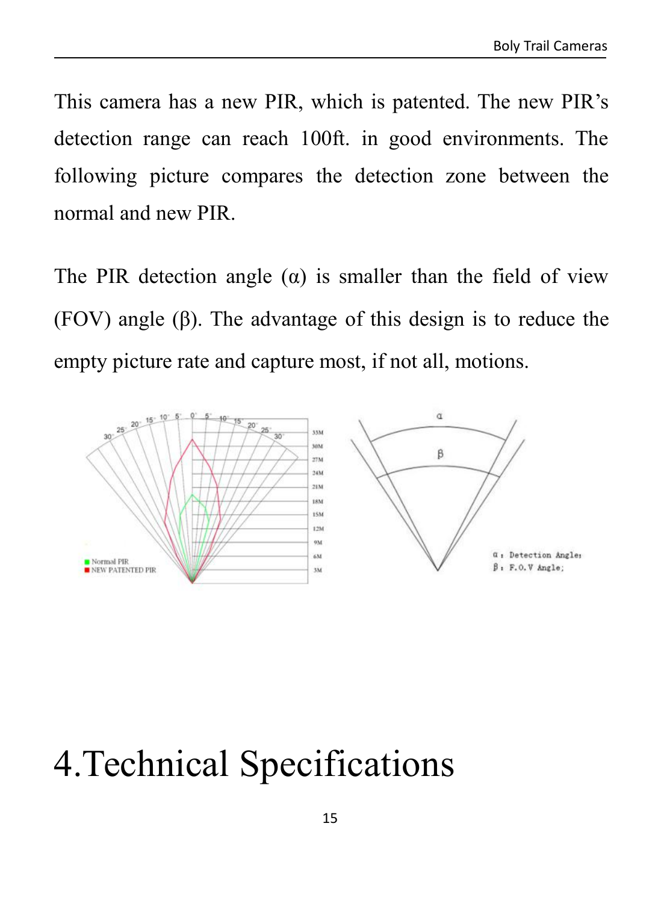This camera has a new PIR, which is patented. The new PIR's detection range can reach 100ft. in good environments. The following picture compares the detection zone between the normal and new PIR.

The PIR detection angle (α) is smaller than the field of view (FOV) angle (β). The advantage of this design is to reduce the empty picture rate and capture most, if not all, motions.

# 4.Technical Specifications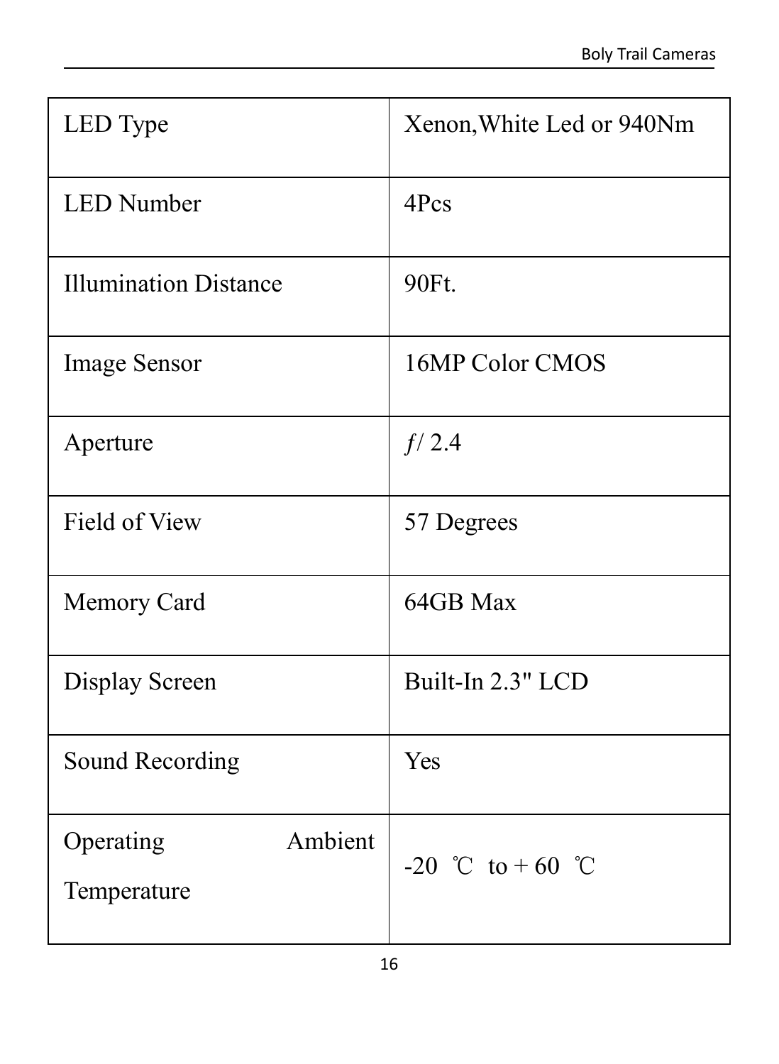| LED Type | Xenon,White Led or 940Nm |
| --- | --- |
| LED Number | 4Pcs |
| Illumination Distance | 90Ft. |
| Image Sensor | 16MP Color CMOS |
| Aperture | *ƒ*/ 2.4 |
| Field of View | 57 Degrees |
| Memory Card | 64GB Max |
| Display Screen | Built-In 2.3" LCD |
| Sound Recording | Yes |
| Operating Ambient Temperature | -20 ℃ to + 60 ℃ |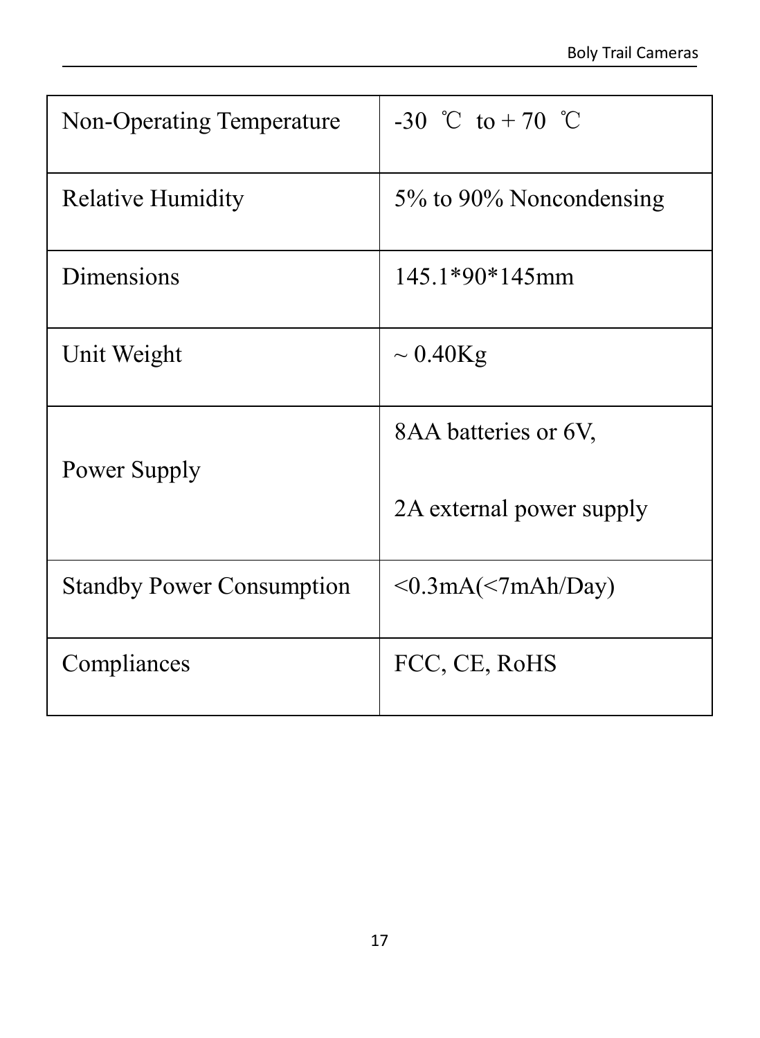| Non-Operating Temperature | -30 ℃ to + 70 ℃ |
|---|---|
| Relative Humidity | 5% to 90% Noncondensing |
| Dimensions | 145.1*90*145mm |
| Unit Weight | ~ 0.40Kg |
| Power Supply | 8AA batteries or 6V, 2A external power supply |
| Standby Power Consumption | <0.3mA(<7mAh/Day) |
| Compliances | FCC, CE, RoHS |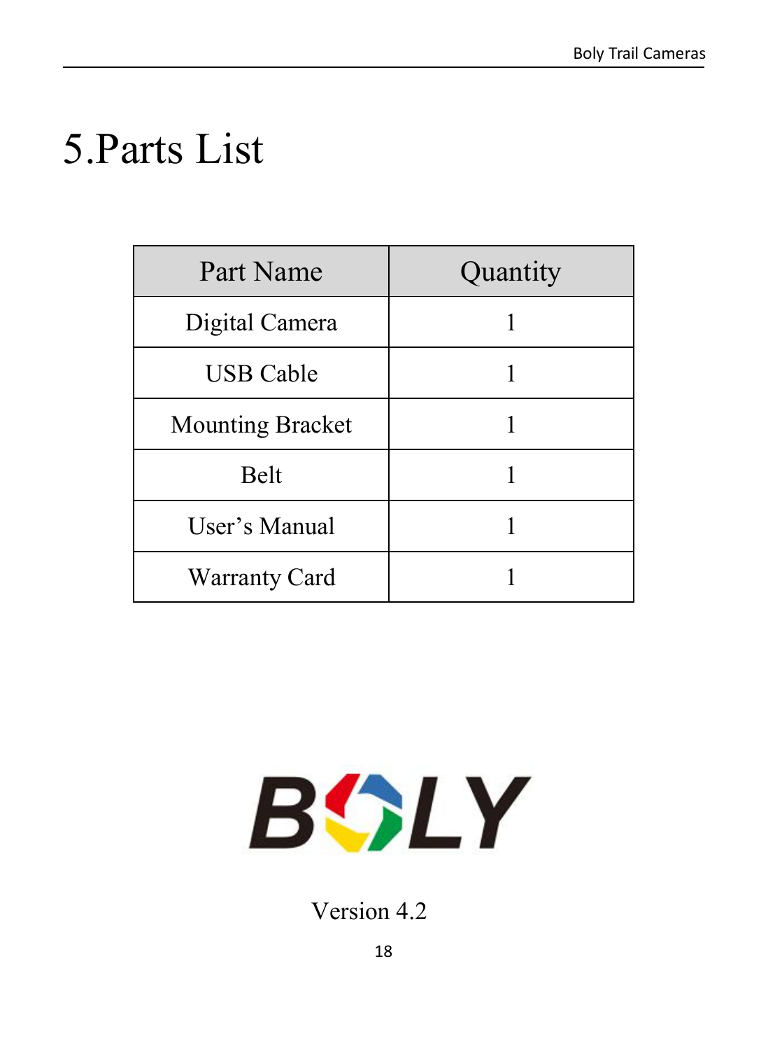# 5.Parts List

| Part Name | Quantity |
| --- | --- |
| Digital Camera | 1 |
| USB Cable | 1 |
| Mounting Bracket | 1 |
| Belt | 1 |
| User's Manual | 1 |
| Warranty Card | 1 |

Version 4.2